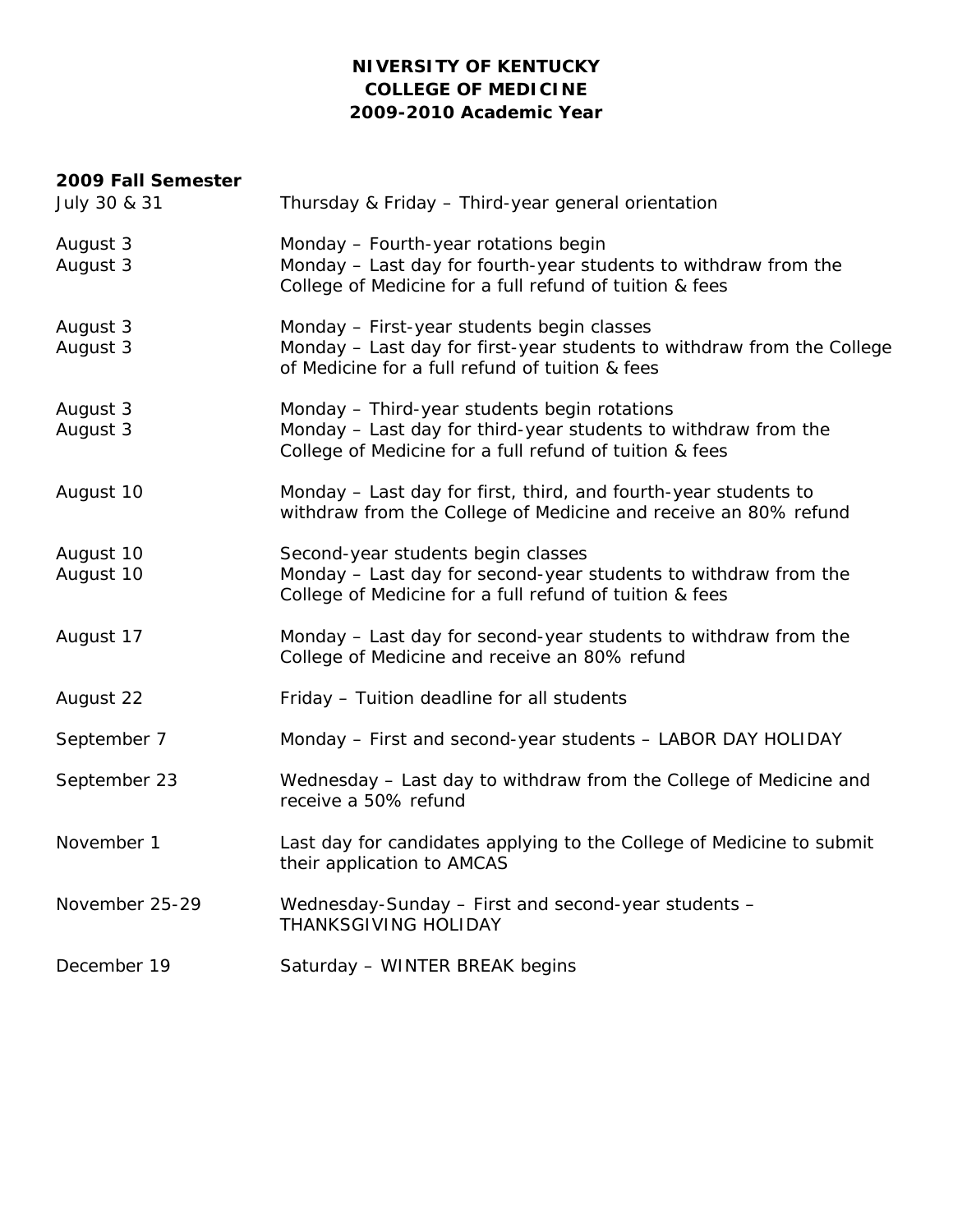# NIVERSITY OF KENTUCKY
# COLLEGE OF MEDICINE
# 2009-2010 Academic Year

## 2009 Fall Semester

| | |
|---|---|
| July 30 & 31 | Thursday & Friday – Third-year general orientation |
| August 3 | Monday – Fourth-year rotations begin |
| August 3 | Monday – Last day for fourth-year students to withdraw from the College of Medicine for a full refund of tuition & fees |
| August 3 | Monday – First-year students begin classes |
| August 3 | Monday – Last day for first-year students to withdraw from the College of Medicine for a full refund of tuition & fees |
| August 3 | Monday – Third-year students begin rotations |
| August 3 | Monday – Last day for third-year students to withdraw from the College of Medicine for a full refund of tuition & fees |
| August 10 | Monday – Last day for first, third, and fourth-year students to withdraw from the College of Medicine and receive an 80% refund |
| August 10 | Second-year students begin classes |
| August 10 | Monday – Last day for second-year students to withdraw from the College of Medicine for a full refund of tuition & fees |
| August 17 | Monday – Last day for second-year students to withdraw from the College of Medicine and receive an 80% refund |
| August 22 | Friday – Tuition deadline for all students |
| September 7 | Monday – First and second-year students – LABOR DAY HOLIDAY |
| September 23 | Wednesday – Last day to withdraw from the College of Medicine and receive a 50% refund |
| November 1 | Last day for candidates applying to the College of Medicine to submit their application to AMCAS |
| November 25-29 | Wednesday-Sunday – First and second-year students – THANKSGIVING HOLIDAY |
| December 19 | Saturday – WINTER BREAK begins |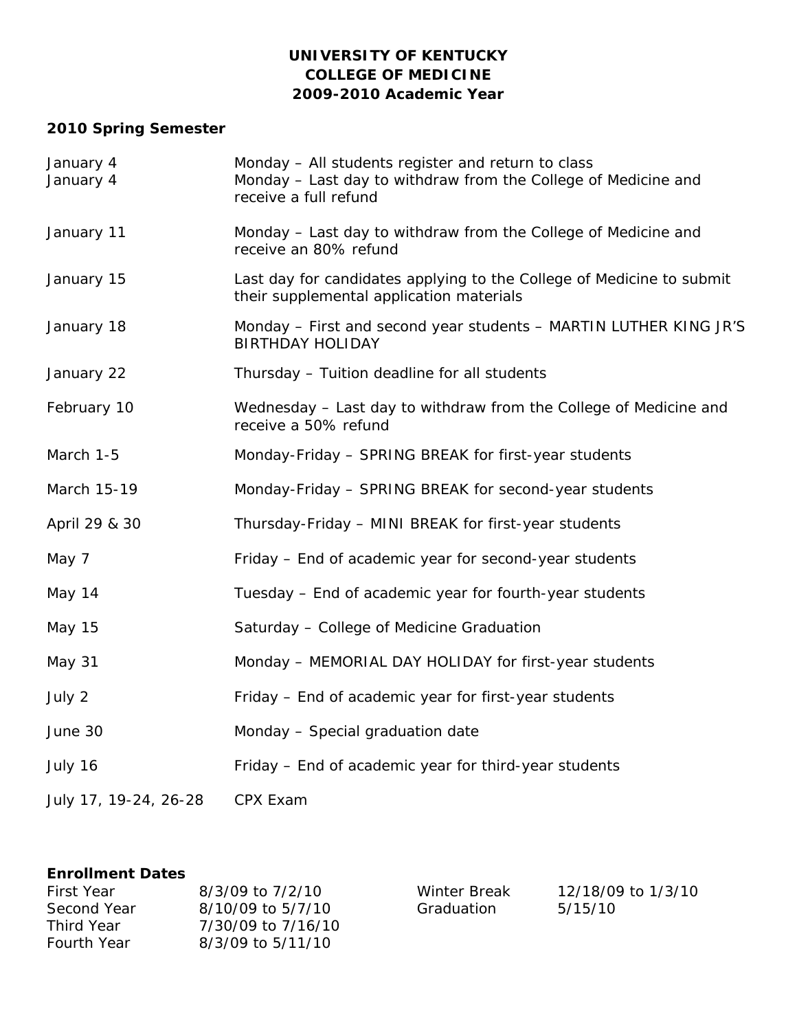**UNIVERSITY OF KENTUCKY**
**COLLEGE OF MEDICINE**
**2009-2010 Academic Year**

### 2010 Spring Semester

| | |
|---|---|
| January 4 | Monday – All students register and return to class |
| January 4 | Monday – Last day to withdraw from the College of Medicine and receive a full refund |
| January 11 | Monday – Last day to withdraw from the College of Medicine and receive an 80% refund |
| January 15 | Last day for candidates applying to the College of Medicine to submit their supplemental application materials |
| January 18 | Monday – First and second year students – MARTIN LUTHER KING JR'S BIRTHDAY HOLIDAY |
| January 22 | Thursday – Tuition deadline for all students |
| February 10 | Wednesday – Last day to withdraw from the College of Medicine and receive a 50% refund |
| March 1-5 | Monday-Friday – SPRING BREAK for first-year students |
| March 15-19 | Monday-Friday – SPRING BREAK for second-year students |
| April 29 & 30 | Thursday-Friday – MINI BREAK for first-year students |
| May 7 | Friday – End of academic year for second-year students |
| May 14 | Tuesday – End of academic year for fourth-year students |
| May 15 | Saturday – College of Medicine Graduation |
| May 31 | Monday – MEMORIAL DAY HOLIDAY for first-year students |
| July 2 | Friday – End of academic year for first-year students |
| June 30 | Monday – Special graduation date |
| July 16 | Friday – End of academic year for third-year students |
| July 17, 19-24, 26-28 | CPX Exam |

### Enrollment Dates

| | |
|---|---|
| First Year | 8/3/09 to 7/2/10 |
| Second Year | 8/10/09 to 5/7/10 |
| Third Year | 7/30/09 to 7/16/10 |
| Fourth Year | 8/3/09 to 5/11/10 |

| | |
|---|---|
| Winter Break | 12/18/09 to 1/3/10 |
| Graduation | 5/15/10 |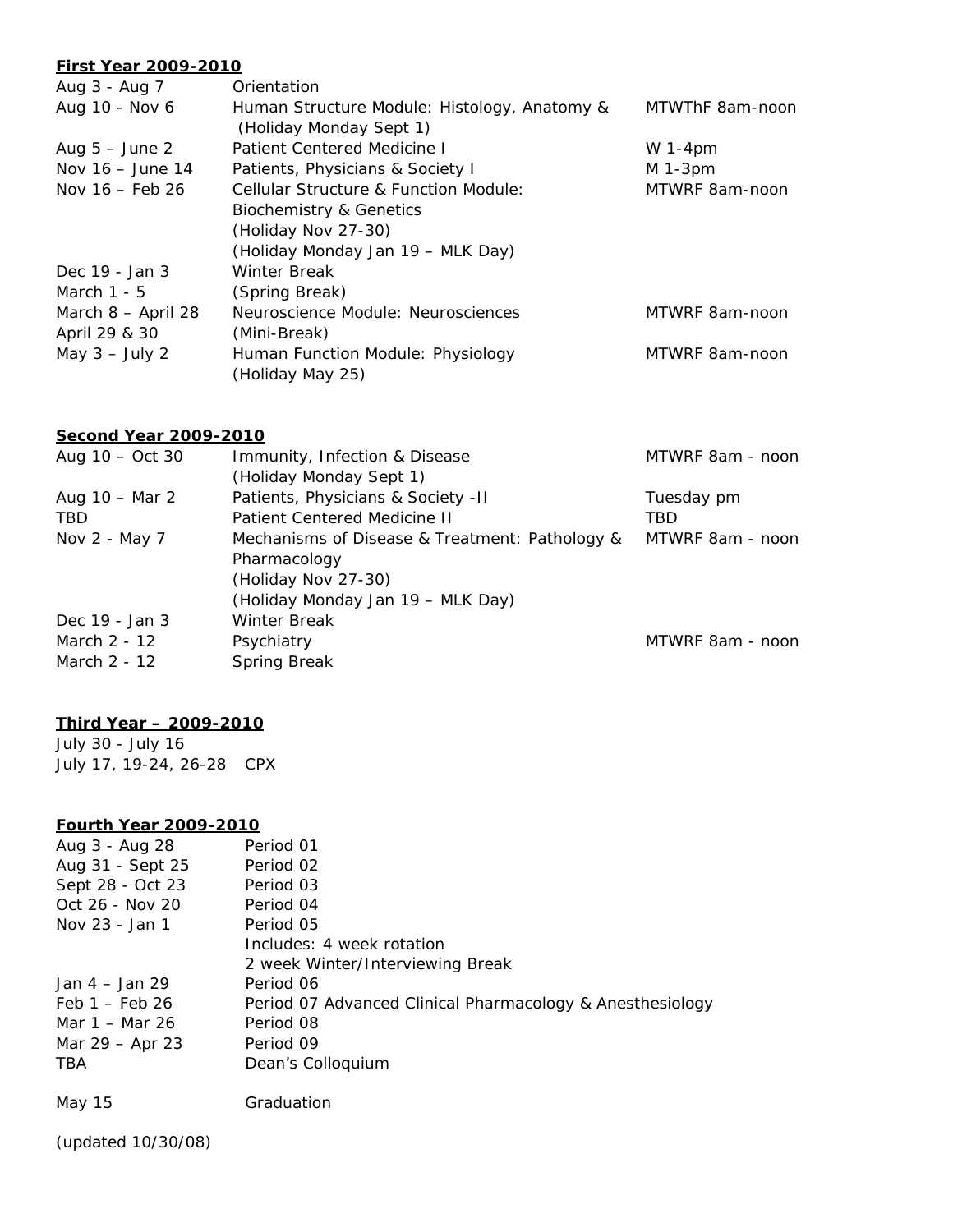**First Year 2009-2010**

| | | |
|---|---|---|
| Aug 3 - Aug 7 | Orientation | |
| Aug 10 - Nov 6 | Human Structure Module: Histology, Anatomy & (Holiday Monday Sept 1) | MTWThF 8am-noon |
| Aug 5 – June 2 | Patient Centered Medicine I | W 1-4pm |
| Nov 16 – June 14 | Patients, Physicians & Society I | M 1-3pm |
| Nov 16 – Feb 26 | Cellular Structure & Function Module: Biochemistry & Genetics (Holiday Nov 27-30) (Holiday Monday Jan 19 – MLK Day) | MTWRF 8am-noon |
| Dec 19 - Jan 3 | Winter Break | |
| March 1 - 5 | (Spring Break) | |
| March 8 – April 28 | Neuroscience Module: Neurosciences | MTWRF 8am-noon |
| April 29 & 30 | (Mini-Break) | |
| May 3 – July 2 | Human Function Module: Physiology (Holiday May 25) | MTWRF 8am-noon |

**Second Year 2009-2010**

| | | |
|---|---|---|
| Aug 10 – Oct 30 | Immunity, Infection & Disease (Holiday Monday Sept 1) | MTWRF 8am - noon |
| Aug 10 – Mar 2 | Patients, Physicians & Society -II | Tuesday pm |
| TBD | Patient Centered Medicine II | TBD |
| Nov 2 - May 7 | Mechanisms of Disease & Treatment: Pathology & Pharmacology (Holiday Nov 27-30) (Holiday Monday Jan 19 – MLK Day) | MTWRF 8am - noon |
| Dec 19 - Jan 3 | Winter Break | |
| March 2 - 12 | Psychiatry | MTWRF 8am - noon |
| March 2 - 12 | Spring Break | |

**Third Year – 2009-2010**

July 30 - July 16

July 17, 19-24, 26-28 CPX

**Fourth Year 2009-2010**

| | |
|---|---|
| Aug 3 - Aug 28 | Period 01 |
| Aug 31 - Sept 25 | Period 02 |
| Sept 28 - Oct 23 | Period 03 |
| Oct 26 - Nov 20 | Period 04 |
| Nov 23 - Jan 1 | Period 05 Includes: 4 week rotation 2 week Winter/Interviewing Break |
| Jan 4 – Jan 29 | Period 06 |
| Feb 1 – Feb 26 | Period 07 Advanced Clinical Pharmacology & Anesthesiology |
| Mar 1 – Mar 26 | Period 08 |
| Mar 29 – Apr 23 | Period 09 |
| TBA | Dean's Colloquium |
| May 15 | Graduation |

(updated 10/30/08)